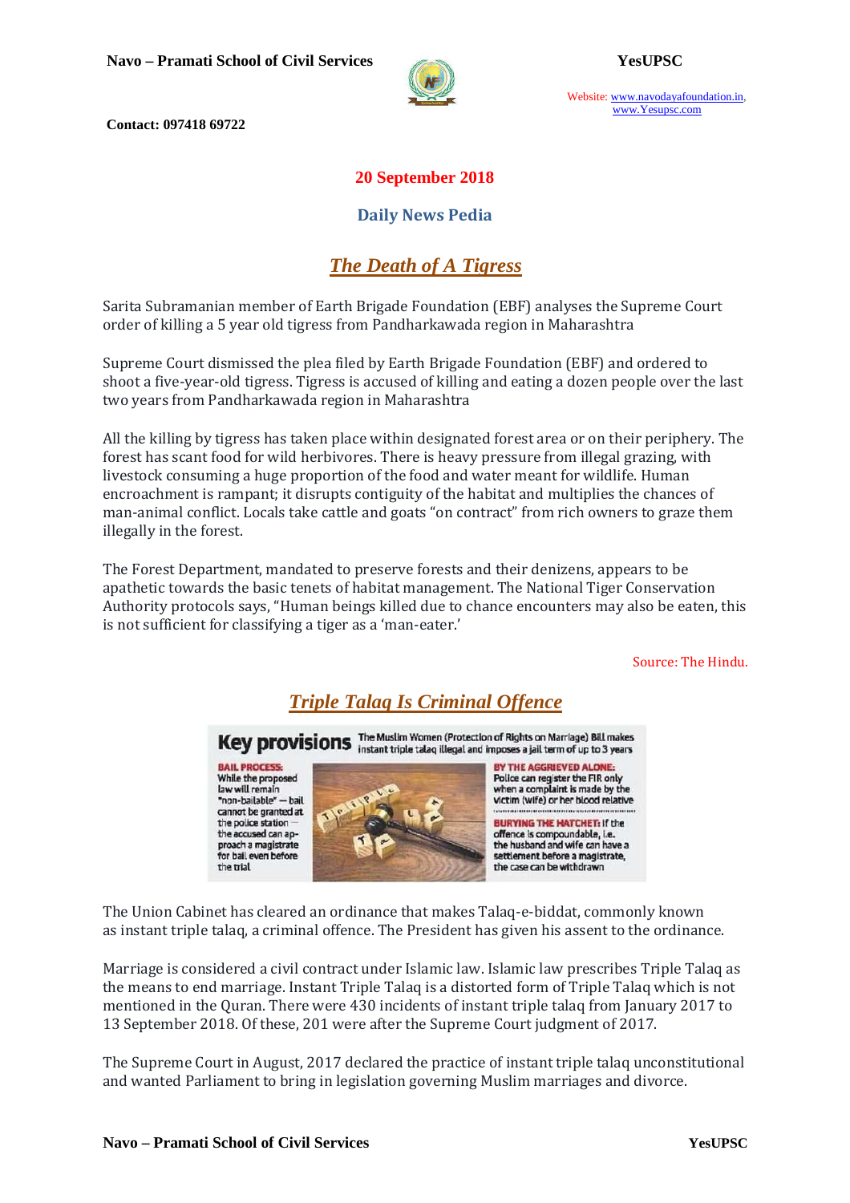**20 September 2018**

**Daily News Pedia**

## *The Death of A Tigress*

Sarita Subramanian member of Earth Brigade Foundation (EBF) analyses the Supreme Court order of killing a 5 year old tigress from Pandharkawada region in Maharashtra

Supreme Court dismissed the plea filed by Earth Brigade Foundation (EBF) and ordered to shoot a five-year-old tigress. Tigress is accused of killing and eating a dozen people over the last two years from Pandharkawada region in Maharashtra

All the killing by tigress has taken place within designated forest area or on their periphery. The forest has scant food for wild herbivores. There is heavy pressure from illegal grazing, with livestock consuming a huge proportion of the food and water meant for wildlife. Human encroachment is rampant; it disrupts contiguity of the habitat and multiplies the chances of man-animal conflict. Locals take cattle and goats "on contract" from rich owners to graze them illegally in the forest.

The Forest Department, mandated to preserve forests and their denizens, appears to be apathetic towards the basic tenets of habitat management. The National Tiger Conservation Authority protocols says, "Human beings killed due to chance encounters may also be eaten, this is not sufficient for classifying a tiger as a 'man-eater.'

Source: The Hindu.

## *Triple Talaq Is Criminal Offence*

**Key provisions** The Muslim Women (Protection of Rights on Marriage) Bill makes instant triple talaq illegal and imposes a jail term of up to 3 years

**BAIL PROCESS:** While the proposed law will remain "non-bailable" — bail cannot be granted at the police station — the accused can approach a magistrate for bail even before the trial

**BY THE AGGRIEVED ALONE:** Police can register the FIR only when a complaint is made by the victim (wife) or her blood relative

**BURYING THE HATCHET:** If the offence is compoundable, i.e. the husband and wife can have a settlement before a magistrate, the case can be withdrawn

The Union Cabinet has cleared an ordinance that makes Talaq-e-biddat, commonly known as instant triple talaq, a criminal offence. The President has given his assent to the ordinance.

Marriage is considered a civil contract under Islamic law. Islamic law prescribes Triple Talaq as the means to end marriage. Instant Triple Talaq is a distorted form of Triple Talaq which is not mentioned in the Quran. There were 430 incidents of instant triple talaq from January 2017 to 13 September 2018. Of these, 201 were after the Supreme Court judgment of 2017.

The Supreme Court in August, 2017 declared the practice of instant triple talaq unconstitutional and wanted Parliament to bring in legislation governing Muslim marriages and divorce.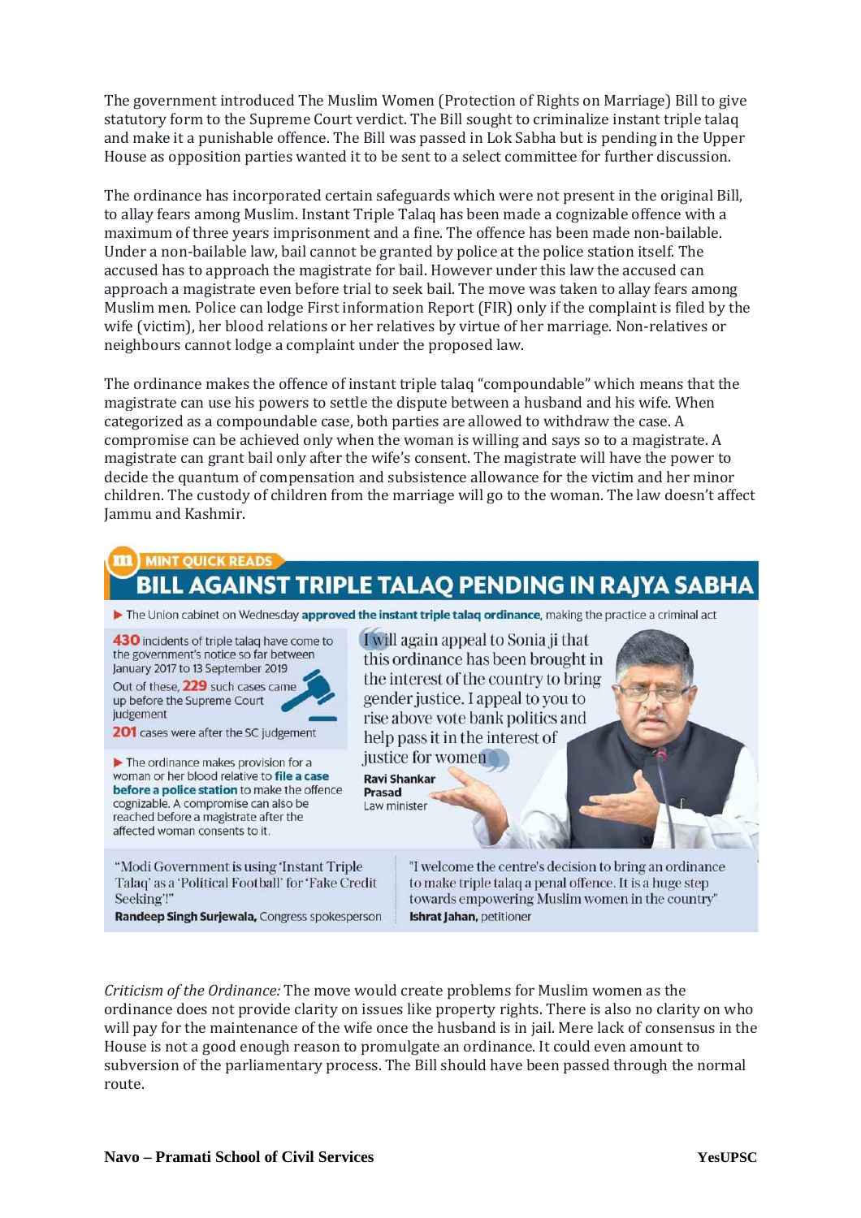The government introduced The Muslim Women (Protection of Rights on Marriage) Bill to give statutory form to the Supreme Court verdict. The Bill sought to criminalize instant triple talaq and make it a punishable offence. The Bill was passed in Lok Sabha but is pending in the Upper House as opposition parties wanted it to be sent to a select committee for further discussion.

The ordinance has incorporated certain safeguards which were not present in the original Bill, to allay fears among Muslim. Instant Triple Talaq has been made a cognizable offence with a maximum of three years imprisonment and a fine. The offence has been made non-bailable. Under a non-bailable law, bail cannot be granted by police at the police station itself. The accused has to approach the magistrate for bail. However under this law the accused can approach a magistrate even before trial to seek bail. The move was taken to allay fears among Muslim men. Police can lodge First information Report (FIR) only if the complaint is filed by the wife (victim), her blood relations or her relatives by virtue of her marriage. Non-relatives or neighbours cannot lodge a complaint under the proposed law.

The ordinance makes the offence of instant triple talaq "compoundable" which means that the magistrate can use his powers to settle the dispute between a husband and his wife. When categorized as a compoundable case, both parties are allowed to withdraw the case. A compromise can be achieved only when the woman is willing and says so to a magistrate. A magistrate can grant bail only after the wife's consent. The magistrate will have the power to decide the quantum of compensation and subsistence allowance for the victim and her minor children. The custody of children from the marriage will go to the woman. The law doesn't affect Jammu and Kashmir.

**MINT QUICK READS**

## BILL AGAINST TRIPLE TALAQ PENDING IN RAJYA SABHA

▶ The Union cabinet on Wednesday **approved the instant triple talaq ordinance**, making the practice a criminal act

**430** incidents of triple talaq have come to the government's notice so far between January 2017 to 13 September 2019

Out of these, **229** such cases came up before the Supreme Court judgement

**201** cases were after the SC judgement

▶ The ordinance makes provision for a woman or her blood relative to **file a case before a police station** to make the offence cognizable. A compromise can also be reached before a magistrate after the affected woman consents to it.

"I will again appeal to Sonia ji that this ordinance has been brought in the interest of the country to bring gender justice. I appeal to you to rise above vote bank politics and help pass it in the interest of justice for women"

**Ravi Shankar Prasad**
Law minister

"Modi Government is using 'Instant Triple Talaq' as a 'Political Football' for 'Fake Credit Seeking'!"
**Randeep Singh Surjewala,** Congress spokesperson

"I welcome the centre's decision to bring an ordinance to make triple talaq a penal offence. It is a huge step towards empowering Muslim women in the country"
**Ishrat Jahan,** petitioner

*Criticism of the Ordinance:* The move would create problems for Muslim women as the ordinance does not provide clarity on issues like property rights. There is also no clarity on who will pay for the maintenance of the wife once the husband is in jail. Mere lack of consensus in the House is not a good enough reason to promulgate an ordinance. It could even amount to subversion of the parliamentary process. The Bill should have been passed through the normal route.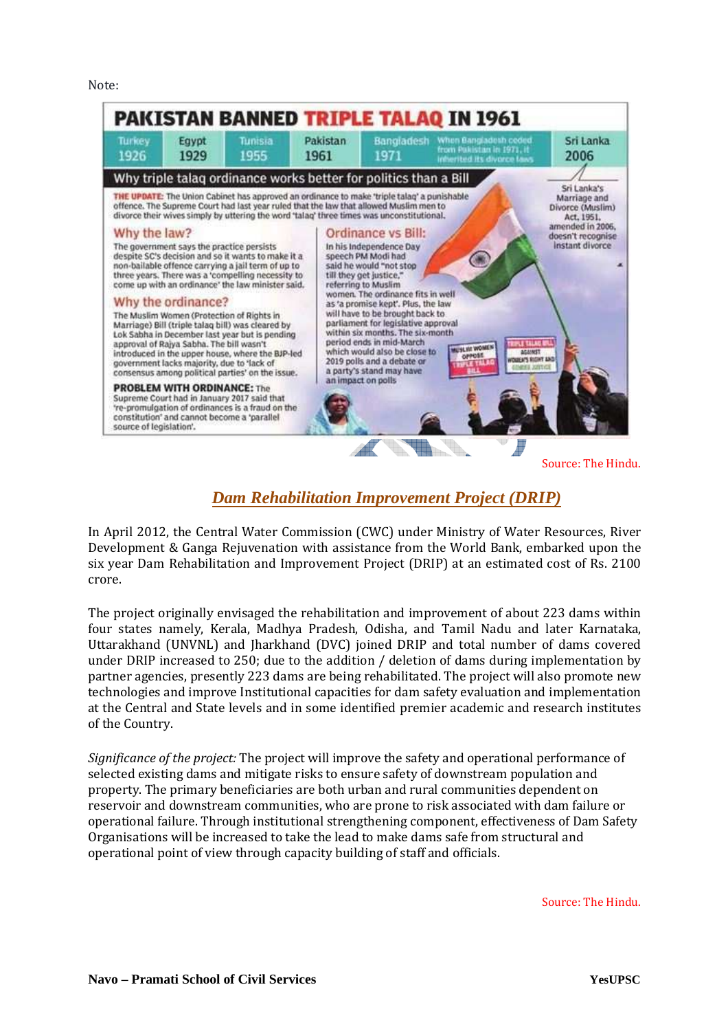Note:

# PAKISTAN BANNED TRIPLE TALAQ IN 1961

| Turkey | Egypt | Tunisia | Pakistan | Bangladesh | | Sri Lanka |
|---|---|---|---|---|---|---|
| 1926 | 1929 | 1955 | 1961 | 1971 | When Bangladesh ceded from Pakistan in 1971, it inherited its divorce laws | 2006 |

Sri Lanka's Marriage and Divorce (Muslim) Act, 1951, amended in 2006, doesn't recognise instant divorce

## Why triple talaq ordinance works better for politics than a Bill

**THE UPDATE:** The Union Cabinet has approved an ordinance to make 'triple talaq' a punishable offence. The Supreme Court had last year ruled that the law that allowed Muslim men to divorce their wives simply by uttering the word 'talaq' three times was unconstitutional.

**Why the law?**

The government says the practice persists despite SC's decision and so it wants to make it a non-bailable offence carrying a jail term of up to three years. There was a 'compelling necessity to come up with an ordinance' the law minister said.

**Why the ordinance?**

The Muslim Women (Protection of Rights in Marriage) Bill (triple talaq bill) was cleared by Lok Sabha in December last year but is pending approval of Rajya Sabha. The bill wasn't introduced in the upper house, where the BJP-led government lacks majority, due to 'lack of consensus among political parties' on the issue.

**PROBLEM WITH ORDINANCE:** The Supreme Court had in January 2017 said that 're-promulgation of ordinances is a fraud on the constitution' and cannot become a 'parallel source of legislation'.

**Ordinance vs Bill:**

In his Independence Day speech PM Modi had said he would "not stop till they get justice," referring to Muslim women. The ordinance fits in well as 'a promise kept'. Plus, the law will have to be brought back to parliament for legislative approval within six months. The six-month period ends in mid-March which would also be close to 2019 polls and a debate or a party's stand may have an impact on polls

Source: The Hindu.

## *Dam Rehabilitation Improvement Project (DRIP)*

In April 2012, the Central Water Commission (CWC) under Ministry of Water Resources, River Development & Ganga Rejuvenation with assistance from the World Bank, embarked upon the six year Dam Rehabilitation and Improvement Project (DRIP) at an estimated cost of Rs. 2100 crore.

The project originally envisaged the rehabilitation and improvement of about 223 dams within four states namely, Kerala, Madhya Pradesh, Odisha, and Tamil Nadu and later Karnataka, Uttarakhand (UNVNL) and Jharkhand (DVC) joined DRIP and total number of dams covered under DRIP increased to 250; due to the addition / deletion of dams during implementation by partner agencies, presently 223 dams are being rehabilitated. The project will also promote new technologies and improve Institutional capacities for dam safety evaluation and implementation at the Central and State levels and in some identified premier academic and research institutes of the Country.

*Significance of the project:* The project will improve the safety and operational performance of selected existing dams and mitigate risks to ensure safety of downstream population and property. The primary beneficiaries are both urban and rural communities dependent on reservoir and downstream communities, who are prone to risk associated with dam failure or operational failure. Through institutional strengthening component, effectiveness of Dam Safety Organisations will be increased to take the lead to make dams safe from structural and operational point of view through capacity building of staff and officials.

Source: The Hindu.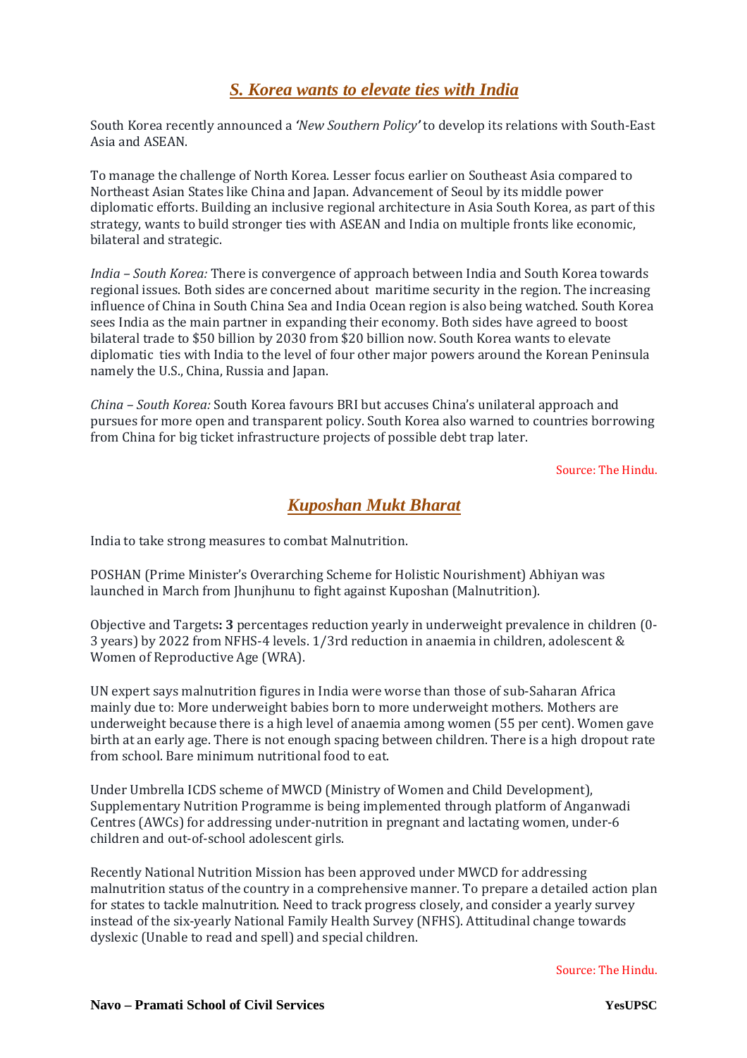## *S. Korea wants to elevate ties with India*

South Korea recently announced a *'New Southern Policy'* to develop its relations with South-East Asia and ASEAN.

To manage the challenge of North Korea. Lesser focus earlier on Southeast Asia compared to Northeast Asian States like China and Japan. Advancement of Seoul by its middle power diplomatic efforts. Building an inclusive regional architecture in Asia South Korea, as part of this strategy, wants to build stronger ties with ASEAN and India on multiple fronts like economic, bilateral and strategic.

*India – South Korea:* There is convergence of approach between India and South Korea towards regional issues. Both sides are concerned about maritime security in the region. The increasing influence of China in South China Sea and India Ocean region is also being watched. South Korea sees India as the main partner in expanding their economy. Both sides have agreed to boost bilateral trade to $50 billion by 2030 from $20 billion now. South Korea wants to elevate diplomatic ties with India to the level of four other major powers around the Korean Peninsula namely the U.S., China, Russia and Japan.

*China – South Korea:* South Korea favours BRI but accuses China's unilateral approach and pursues for more open and transparent policy. South Korea also warned to countries borrowing from China for big ticket infrastructure projects of possible debt trap later.

Source: The Hindu.

## *Kuposhan Mukt Bharat*

India to take strong measures to combat Malnutrition.

POSHAN (Prime Minister's Overarching Scheme for Holistic Nourishment) Abhiyan was launched in March from Jhunjhunu to fight against Kuposhan (Malnutrition).

Objective and Targets**: 3** percentages reduction yearly in underweight prevalence in children (0-3 years) by 2022 from NFHS-4 levels. 1/3rd reduction in anaemia in children, adolescent & Women of Reproductive Age (WRA).

UN expert says malnutrition figures in India were worse than those of sub-Saharan Africa mainly due to: More underweight babies born to more underweight mothers. Mothers are underweight because there is a high level of anaemia among women (55 per cent). Women gave birth at an early age. There is not enough spacing between children. There is a high dropout rate from school. Bare minimum nutritional food to eat.

Under Umbrella ICDS scheme of MWCD (Ministry of Women and Child Development), Supplementary Nutrition Programme is being implemented through platform of Anganwadi Centres (AWCs) for addressing under-nutrition in pregnant and lactating women, under-6 children and out-of-school adolescent girls.

Recently National Nutrition Mission has been approved under MWCD for addressing malnutrition status of the country in a comprehensive manner. To prepare a detailed action plan for states to tackle malnutrition. Need to track progress closely, and consider a yearly survey instead of the six-yearly National Family Health Survey (NFHS). Attitudinal change towards dyslexic (Unable to read and spell) and special children.

Source: The Hindu.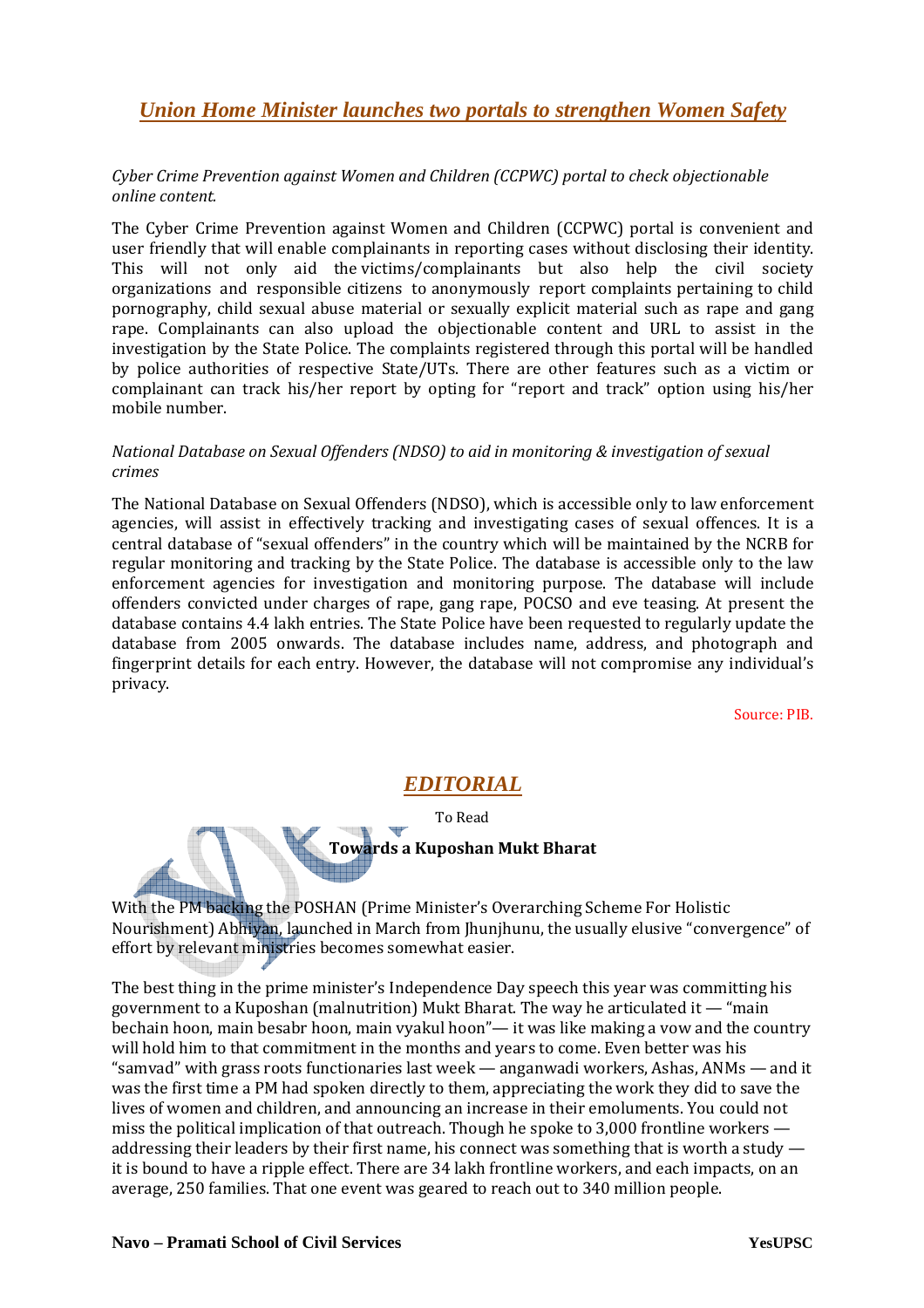## *Union Home Minister launches two portals to strengthen Women Safety*

*Cyber Crime Prevention against Women and Children (CCPWC) portal to check objectionable online content.*

The Cyber Crime Prevention against Women and Children (CCPWC) portal is convenient and user friendly that will enable complainants in reporting cases without disclosing their identity. This will not only aid the victims/complainants but also help the civil society organizations and responsible citizens to anonymously report complaints pertaining to child pornography, child sexual abuse material or sexually explicit material such as rape and gang rape. Complainants can also upload the objectionable content and URL to assist in the investigation by the State Police. The complaints registered through this portal will be handled by police authorities of respective State/UTs. There are other features such as a victim or complainant can track his/her report by opting for "report and track" option using his/her mobile number.

*National Database on Sexual Offenders (NDSO) to aid in monitoring & investigation of sexual crimes*

The National Database on Sexual Offenders (NDSO), which is accessible only to law enforcement agencies, will assist in effectively tracking and investigating cases of sexual offences. It is a central database of "sexual offenders" in the country which will be maintained by the NCRB for regular monitoring and tracking by the State Police. The database is accessible only to the law enforcement agencies for investigation and monitoring purpose. The database will include offenders convicted under charges of rape, gang rape, POCSO and eve teasing. At present the database contains 4.4 lakh entries. The State Police have been requested to regularly update the database from 2005 onwards. The database includes name, address, and photograph and fingerprint details for each entry. However, the database will not compromise any individual's privacy.

Source: PIB.

## *EDITORIAL*

To Read

**Towards a Kuposhan Mukt Bharat**

With the PM backing the POSHAN (Prime Minister's Overarching Scheme For Holistic Nourishment) Abhiyan, launched in March from Jhunjhunu, the usually elusive "convergence" of effort by relevant ministries becomes somewhat easier.

The best thing in the prime minister's Independence Day speech this year was committing his government to a Kuposhan (malnutrition) Mukt Bharat. The way he articulated it — "main bechain hoon, main besabr hoon, main vyakul hoon"— it was like making a vow and the country will hold him to that commitment in the months and years to come. Even better was his "samvad" with grass roots functionaries last week — anganwadi workers, Ashas, ANMs — and it was the first time a PM had spoken directly to them, appreciating the work they did to save the lives of women and children, and announcing an increase in their emoluments. You could not miss the political implication of that outreach. Though he spoke to 3,000 frontline workers — addressing their leaders by their first name, his connect was something that is worth a study — it is bound to have a ripple effect. There are 34 lakh frontline workers, and each impacts, on an average, 250 families. That one event was geared to reach out to 340 million people.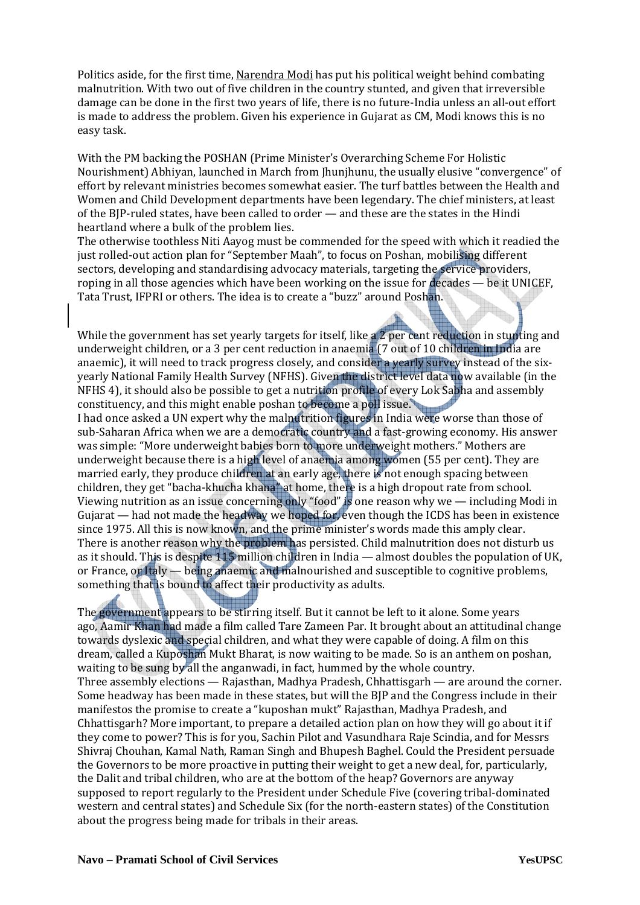Politics aside, for the first time, Narendra Modi has put his political weight behind combating malnutrition. With two out of five children in the country stunted, and given that irreversible damage can be done in the first two years of life, there is no future-India unless an all-out effort is made to address the problem. Given his experience in Gujarat as CM, Modi knows this is no easy task.

With the PM backing the POSHAN (Prime Minister's Overarching Scheme For Holistic Nourishment) Abhiyan, launched in March from Jhunjhunu, the usually elusive "convergence" of effort by relevant ministries becomes somewhat easier. The turf battles between the Health and Women and Child Development departments have been legendary. The chief ministers, at least of the BJP-ruled states, have been called to order — and these are the states in the Hindi heartland where a bulk of the problem lies.

The otherwise toothless Niti Aayog must be commended for the speed with which it readied the just rolled-out action plan for "September Maah", to focus on Poshan, mobilising different sectors, developing and standardising advocacy materials, targeting the service providers, roping in all those agencies which have been working on the issue for decades — be it UNICEF, Tata Trust, IFPRI or others. The idea is to create a "buzz" around Poshan.

While the government has set yearly targets for itself, like a 2 per cent reduction in stunting and underweight children, or a 3 per cent reduction in anaemia (7 out of 10 children in India are anaemic), it will need to track progress closely, and consider a yearly survey instead of the six-yearly National Family Health Survey (NFHS). Given the district level data now available (in the NFHS 4), it should also be possible to get a nutrition profile of every Lok Sabha and assembly constituency, and this might enable poshan to become a poll issue.

I had once asked a UN expert why the malnutrition figures in India were worse than those of sub-Saharan Africa when we are a democratic country and a fast-growing economy. His answer was simple: "More underweight babies born to more underweight mothers." Mothers are underweight because there is a high level of anaemia among women (55 per cent). They are married early, they produce children at an early age, there is not enough spacing between children, they get "bacha-khucha khana" at home, there is a high dropout rate from school. Viewing nutrition as an issue concerning only "food" is one reason why we — including Modi in Gujarat — had not made the headway we hoped for, even though the ICDS has been in existence since 1975. All this is now known, and the prime minister's words made this amply clear.

There is another reason why the problem has persisted. Child malnutrition does not disturb us as it should. This is despite 115 million children in India — almost doubles the population of UK, or France, or Italy — being anaemic and malnourished and susceptible to cognitive problems, something that is bound to affect their productivity as adults.

The government appears to be stirring itself. But it cannot be left to it alone. Some years ago, Aamir Khan had made a film called Tare Zameen Par. It brought about an attitudinal change towards dyslexic and special children, and what they were capable of doing. A film on this dream, called a Kuposhan Mukt Bharat, is now waiting to be made. So is an anthem on poshan, waiting to be sung by all the anganwadi, in fact, hummed by the whole country.

Three assembly elections — Rajasthan, Madhya Pradesh, Chhattisgarh — are around the corner. Some headway has been made in these states, but will the BJP and the Congress include in their manifestos the promise to create a "kuposhan mukt" Rajasthan, Madhya Pradesh, and Chhattisgarh? More important, to prepare a detailed action plan on how they will go about it if they come to power? This is for you, Sachin Pilot and Vasundhara Raje Scindia, and for Messrs Shivraj Chouhan, Kamal Nath, Raman Singh and Bhupesh Baghel. Could the President persuade the Governors to be more proactive in putting their weight to get a new deal, for, particularly, the Dalit and tribal children, who are at the bottom of the heap? Governors are anyway supposed to report regularly to the President under Schedule Five (covering tribal-dominated western and central states) and Schedule Six (for the north-eastern states) of the Constitution about the progress being made for tribals in their areas.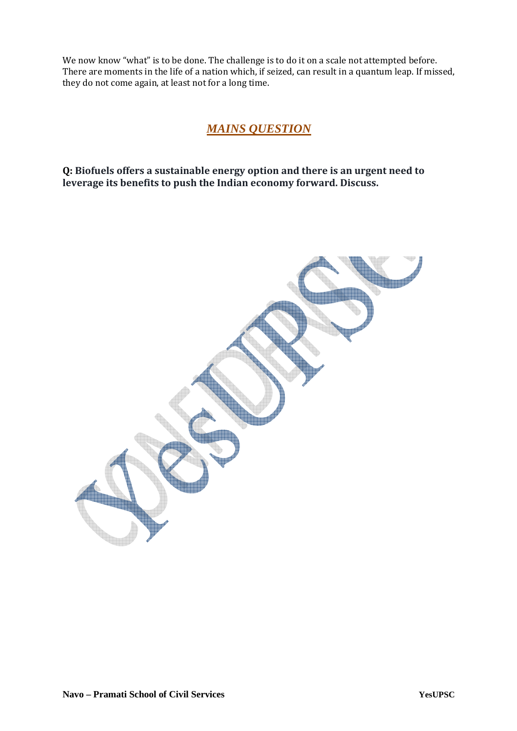We now know "what" is to be done. The challenge is to do it on a scale not attempted before. There are moments in the life of a nation which, if seized, can result in a quantum leap. If missed, they do not come again, at least not for a long time.

## *MAINS QUESTION*

**Q: Biofuels offers a sustainable energy option and there is an urgent need to leverage its benefits to push the Indian economy forward. Discuss.**